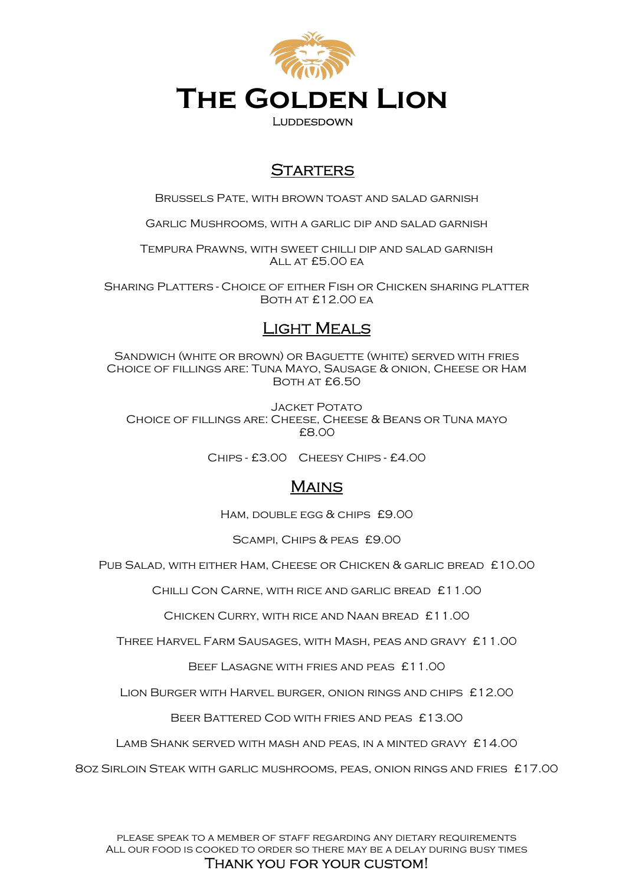# The Golden Lion

Luddesdown

## Starters

Brussels Pate, with brown toast and salad garnish

Garlic Mushrooms, with a garlic dip and salad garnish

Tempura Prawns, with sweet chilli dip and salad garnish
All at £5.00 ea

Sharing Platters - Choice of either Fish or Chicken sharing platter
Both at £12.00 ea

## Light Meals

Sandwich (white or brown) or Baguette (white) served with fries
Choice of fillings are: Tuna Mayo, Sausage & onion, Cheese or Ham
Both at £6.50

Jacket Potato
Choice of fillings are: Cheese, Cheese & Beans or Tuna mayo
£8.00

Chips - £3.00    Cheesy Chips - £4.00

## Mains

Ham, double egg & chips £9.00

Scampi, Chips & peas £9.00

Pub Salad, with either Ham, Cheese or Chicken & garlic bread £10.00

Chilli Con Carne, with rice and garlic bread £11.00

Chicken Curry, with rice and Naan bread £11.00

Three Harvel Farm Sausages, with Mash, peas and gravy £11.00

Beef Lasagne with fries and peas £11.00

Lion Burger with Harvel burger, onion rings and chips £12.00

Beer Battered Cod with fries and peas £13.00

Lamb Shank served with mash and peas, in a minted gravy £14.00

8oz Sirloin Steak with garlic mushrooms, peas, onion rings and fries £17.00

Please speak to a member of staff regarding any dietary requirements
All our food is cooked to order so there may be a delay during busy times

Thank you for your custom!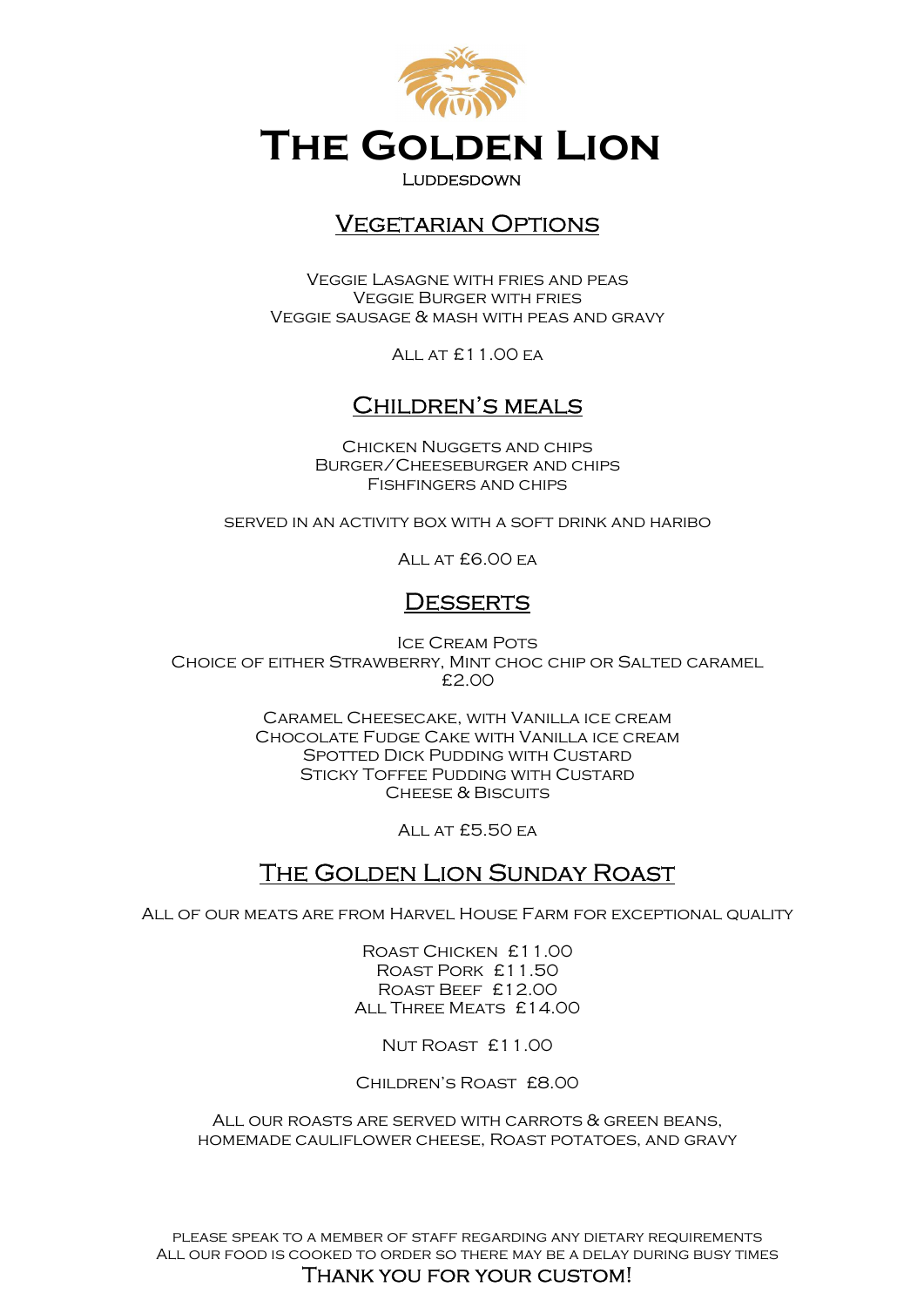# The Golden Lion

Luddesdown

## Vegetarian Options

Veggie Lasagne with fries and peas
Veggie Burger with fries
Veggie sausage & mash with peas and gravy

All at £11.00 ea

## Children's meals

Chicken Nuggets and chips
Burger/Cheeseburger and chips
Fishfingers and chips

served in an activity box with a soft drink and haribo

All at £6.00 ea

## Desserts

Ice Cream Pots
Choice of either Strawberry, Mint choc chip or Salted caramel
£2.00

Caramel Cheesecake, with Vanilla ice cream
Chocolate Fudge Cake with Vanilla ice cream
Spotted Dick Pudding with Custard
Sticky Toffee Pudding with Custard
Cheese & Biscuits

All at £5.50 ea

## The Golden Lion Sunday Roast

All of our meats are from Harvel House Farm for exceptional quality

Roast Chicken £11.00
Roast Pork £11.50
Roast Beef £12.00
All Three Meats £14.00

Nut Roast £11.00

Children's Roast £8.00

All our roasts are served with carrots & green beans,
homemade cauliflower cheese, Roast potatoes, and gravy

please speak to a member of staff regarding any dietary requirements
All our food is cooked to order so there may be a delay during busy times

Thank you for your custom!